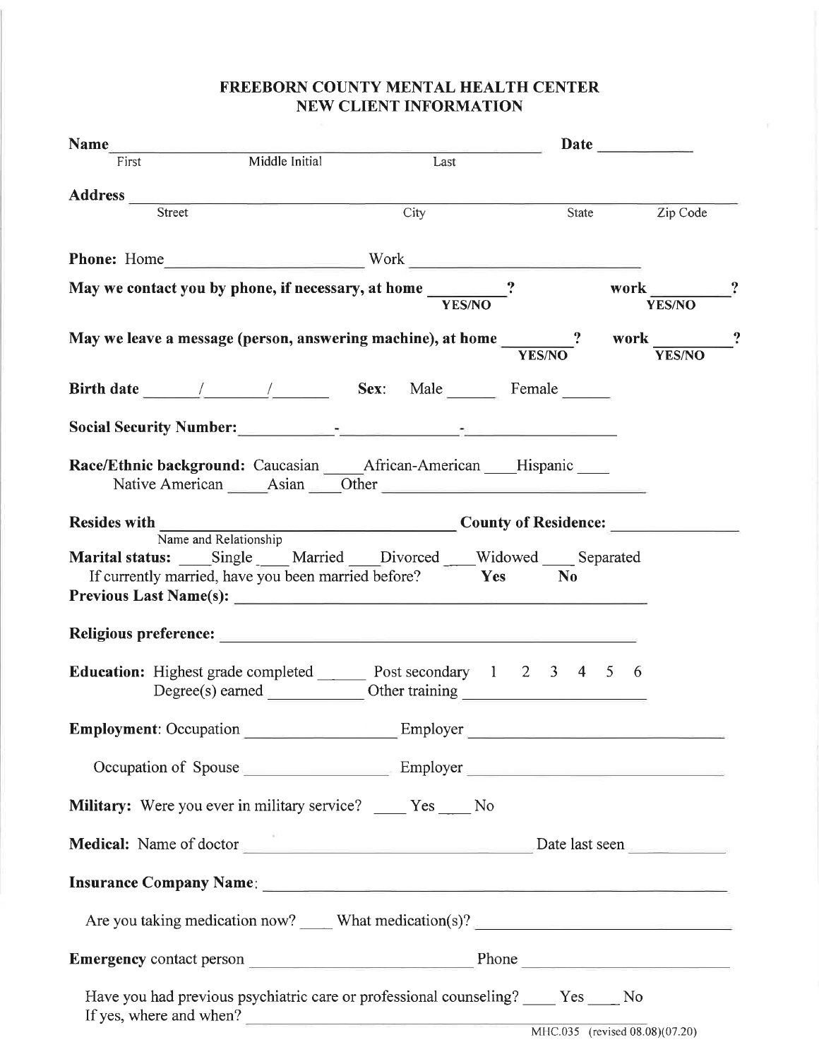# FREEBORN COUNTY MENTAL HEALTH CENTER
## NEW CLIENT INFORMATION

**Name** ______________________________________________ **Date** ___________
First　　　Middle Initial　　　Last

**Address** ______________________________________________________________
Street　　　City　　　State　　　Zip Code

**Phone:** Home ______________________ Work ______________________

**May we contact you by phone, if necessary, at home** ________**?** (YES/NO)　　**work** ________**?** (YES/NO)

**May we leave a message (person, answering machine), at home** ________**?** (YES/NO)　　**work** ________**?** (YES/NO)

**Birth date** ______/______/______　　**Sex:** Male ______ Female ______

**Social Security Number:** __________-____________-______________

**Race/Ethnic background:** Caucasian _____ African-American ____ Hispanic ____
Native American _____ Asian ____ Other ______________________________

**Resides with** ______________________________ **County of Residence:** ______________
Name and Relationship

**Marital status:** ____Single ____ Married ____Divorced ____Widowed ____ Separated
If currently married, have you been married before?　**Yes**　**No**

**Previous Last Name(s):** ______________________________________________

**Religious preference:** ______________________________________________

**Education:** Highest grade completed ______ Post secondary 1 2 3 4 5 6
Degree(s) earned ___________ Other training ______________________

**Employment**: Occupation _________________ Employer ______________________________

Occupation of Spouse _________________ Employer ______________________________

**Military:** Were you ever in military service? ____ Yes ____ No

**Medical:** Name of doctor ________________________________ Date last seen ___________

**Insurance Company Name**: ______________________________________________________

Are you taking medication now? ____ What medication(s)? ______________________________

**Emergency** contact person ___________________________ Phone ________________________

Have you had previous psychiatric care or professional counseling? ____ Yes ____ No
If yes, where and when? ______________________________________________________

MHC.035 (revised 08.08)(07.20)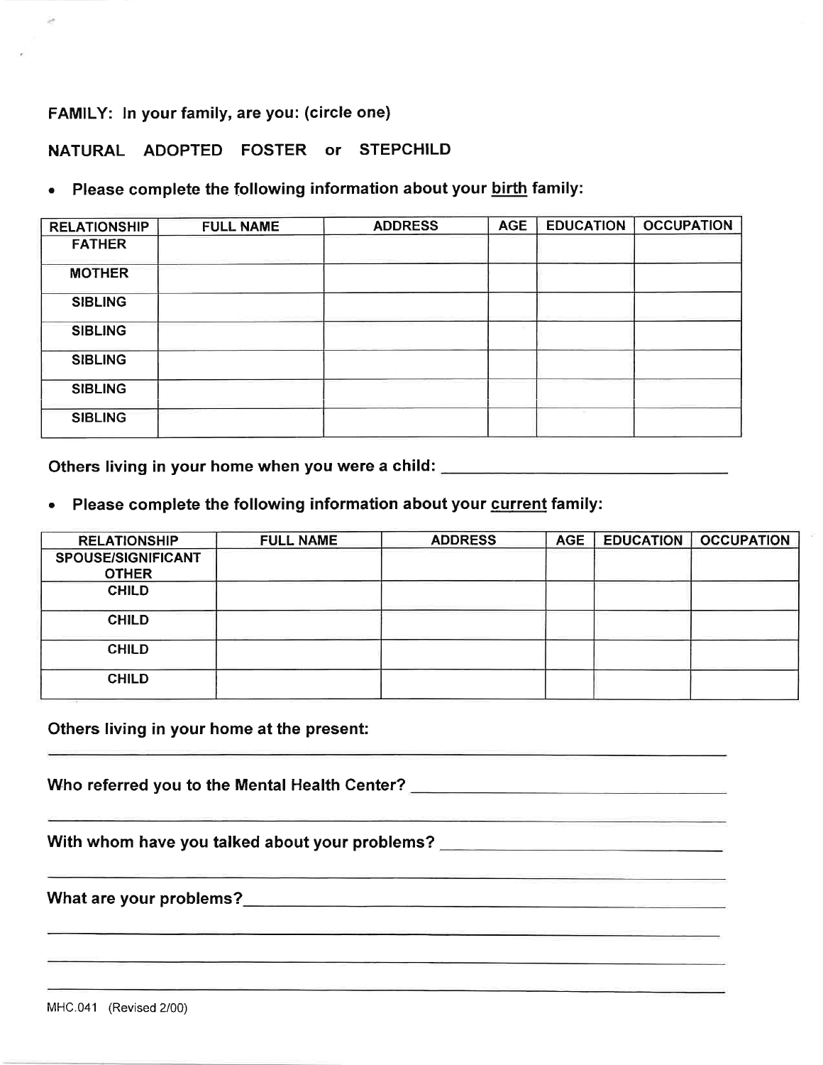**FAMILY: In your family, are you: (circle one)**

**NATURAL ADOPTED FOSTER or STEPCHILD**

- **Please complete the following information about your birth family:**

| RELATIONSHIP | FULL NAME | ADDRESS | AGE | EDUCATION | OCCUPATION |
|---|---|---|---|---|---|
| FATHER | | | | | |
| MOTHER | | | | | |
| SIBLING | | | | | |
| SIBLING | | | | | |
| SIBLING | | | | | |
| SIBLING | | | | | |
| SIBLING | | | | | |

**Others living in your home when you were a child:** _______________________________

- **Please complete the following information about your current family:**

| RELATIONSHIP | FULL NAME | ADDRESS | AGE | EDUCATION | OCCUPATION |
|---|---|---|---|---|---|
| SPOUSE/SIGNIFICANT OTHER | | | | | |
| CHILD | | | | | |
| CHILD | | | | | |
| CHILD | | | | | |
| CHILD | | | | | |

**Others living in your home at the present:**

_______________________________________________________________

**Who referred you to the Mental Health Center?** _______________________________

_______________________________________________________________

**With whom have you talked about your problems?** ___________________________

_______________________________________________________________

**What are your problems?** _______________________________________________

_______________________________________________________________

_______________________________________________________________

_______________________________________________________________

MHC.041 (Revised 2/00)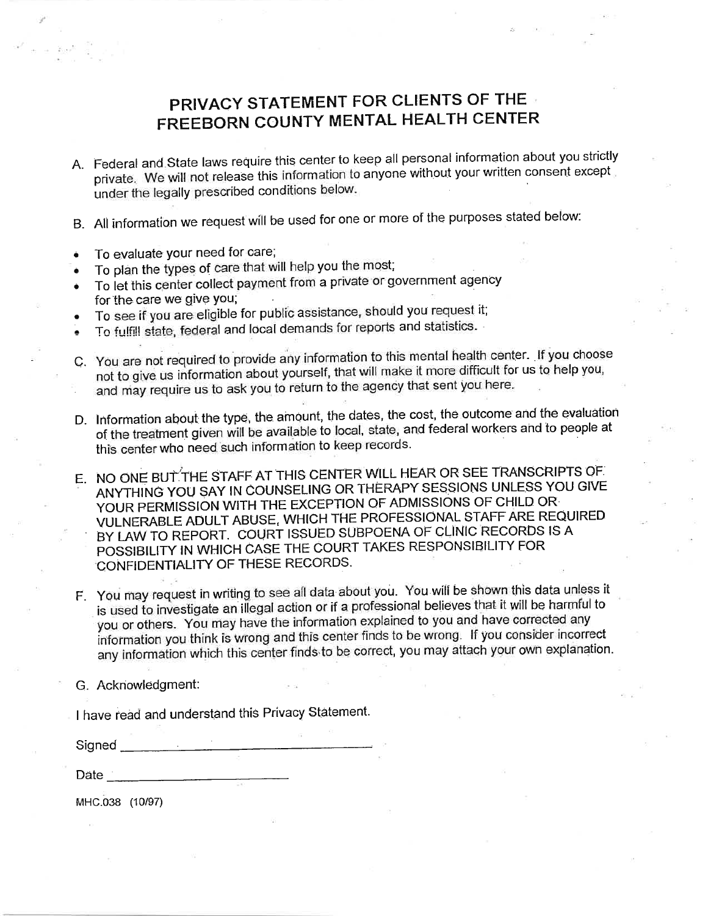# PRIVACY STATEMENT FOR CLIENTS OF THE FREEBORN COUNTY MENTAL HEALTH CENTER

A. Federal and State laws require this center to keep all personal information about you strictly private. We will not release this information to anyone without your written consent except under the legally prescribed conditions below.

B. All information we request will be used for one or more of the purposes stated below:

- To evaluate your need for care;
- To plan the types of care that will help you the most;
- To let this center collect payment from a private or government agency for the care we give you;
- To see if you are eligible for public assistance, should you request it;
- To fulfill state, federal and local demands for reports and statistics.

C. You are not required to provide any information to this mental health center. If you choose not to give us information about yourself, that will make it more difficult for us to help you, and may require us to ask you to return to the agency that sent you here.

D. Information about the type, the amount, the dates, the cost, the outcome and the evaluation of the treatment given will be available to local, state, and federal workers and to people at this center who need such information to keep records.

E. NO ONE BUT THE STAFF AT THIS CENTER WILL HEAR OR SEE TRANSCRIPTS OF ANYTHING YOU SAY IN COUNSELING OR THERAPY SESSIONS UNLESS YOU GIVE YOUR PERMISSION WITH THE EXCEPTION OF ADMISSIONS OF CHILD OR VULNERABLE ADULT ABUSE, WHICH THE PROFESSIONAL STAFF ARE REQUIRED BY LAW TO REPORT. COURT ISSUED SUBPOENA OF CLINIC RECORDS IS A POSSIBILITY IN WHICH CASE THE COURT TAKES RESPONSIBILITY FOR CONFIDENTIALITY OF THESE RECORDS.

F. You may request in writing to see all data about you. You will be shown this data unless it is used to investigate an illegal action or if a professional believes that it will be harmful to you or others. You may have the information explained to you and have corrected any information you think is wrong and this center finds to be wrong. If you consider incorrect any information which this center finds to be correct, you may attach your own explanation.

G. Acknowledgment:

I have read and understand this Privacy Statement.

Signed ______________________________

Date ______________________

MHC.038 (10/97)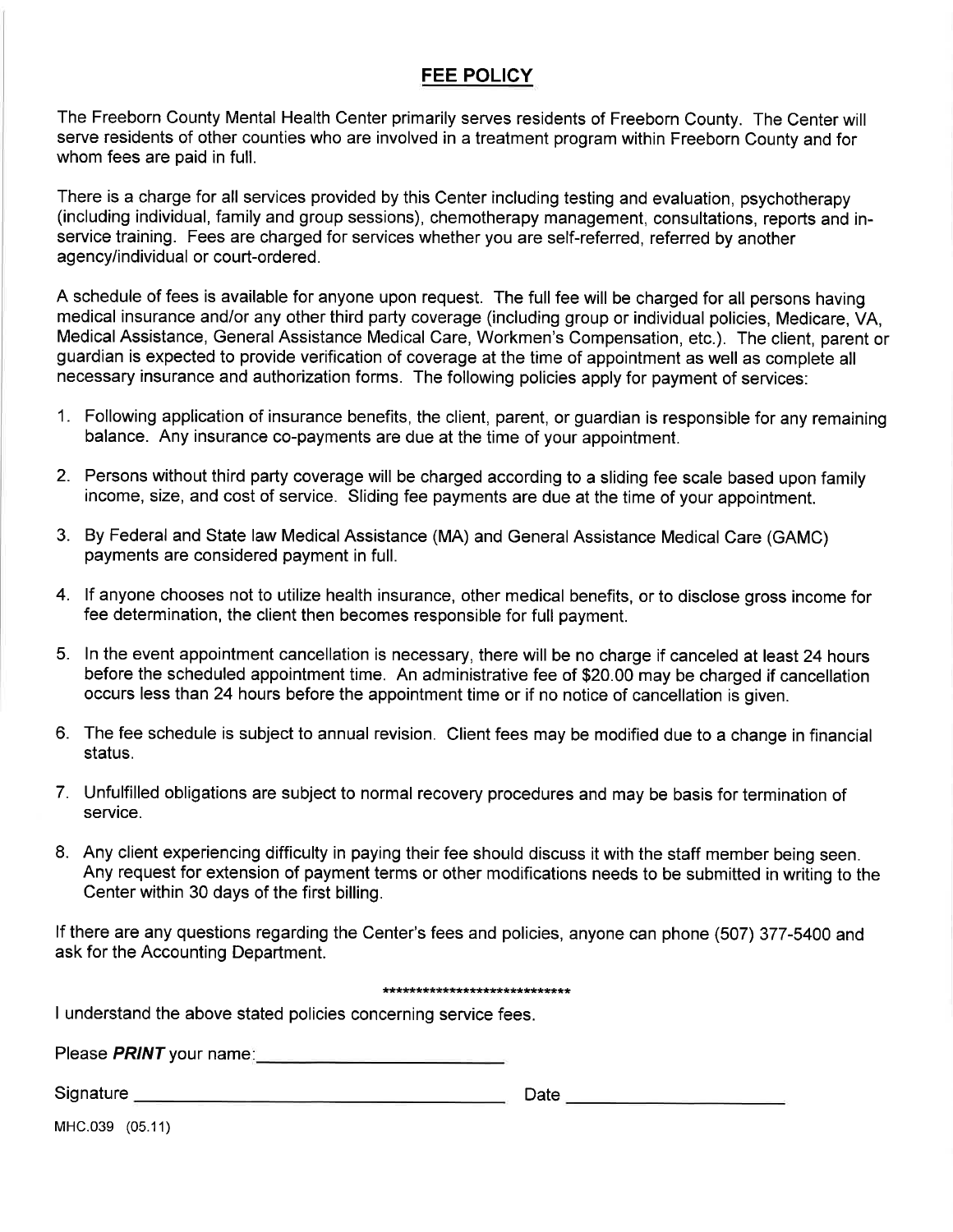## FEE POLICY

The Freeborn County Mental Health Center primarily serves residents of Freeborn County. The Center will serve residents of other counties who are involved in a treatment program within Freeborn County and for whom fees are paid in full.

There is a charge for all services provided by this Center including testing and evaluation, psychotherapy (including individual, family and group sessions), chemotherapy management, consultations, reports and in-service training. Fees are charged for services whether you are self-referred, referred by another agency/individual or court-ordered.

A schedule of fees is available for anyone upon request. The full fee will be charged for all persons having medical insurance and/or any other third party coverage (including group or individual policies, Medicare, VA, Medical Assistance, General Assistance Medical Care, Workmen's Compensation, etc.). The client, parent or guardian is expected to provide verification of coverage at the time of appointment as well as complete all necessary insurance and authorization forms. The following policies apply for payment of services:

1. Following application of insurance benefits, the client, parent, or guardian is responsible for any remaining balance. Any insurance co-payments are due at the time of your appointment.
2. Persons without third party coverage will be charged according to a sliding fee scale based upon family income, size, and cost of service. Sliding fee payments are due at the time of your appointment.
3. By Federal and State law Medical Assistance (MA) and General Assistance Medical Care (GAMC) payments are considered payment in full.
4. If anyone chooses not to utilize health insurance, other medical benefits, or to disclose gross income for fee determination, the client then becomes responsible for full payment.
5. In the event appointment cancellation is necessary, there will be no charge if canceled at least 24 hours before the scheduled appointment time. An administrative fee of $20.00 may be charged if cancellation occurs less than 24 hours before the appointment time or if no notice of cancellation is given.
6. The fee schedule is subject to annual revision. Client fees may be modified due to a change in financial status.
7. Unfulfilled obligations are subject to normal recovery procedures and may be basis for termination of service.
8. Any client experiencing difficulty in paying their fee should discuss it with the staff member being seen. Any request for extension of payment terms or other modifications needs to be submitted in writing to the Center within 30 days of the first billing.

If there are any questions regarding the Center's fees and policies, anyone can phone (507) 377-5400 and ask for the Accounting Department.

\*\*\*\*\*\*\*\*\*\*\*\*\*\*\*\*\*\*\*\*\*\*\*\*\*\*\*\*\*\*

I understand the above stated policies concerning service fees.

Please ***PRINT*** your name: ______________________

Signature ____________________________________ Date ____________________

MHC.039 (05.11)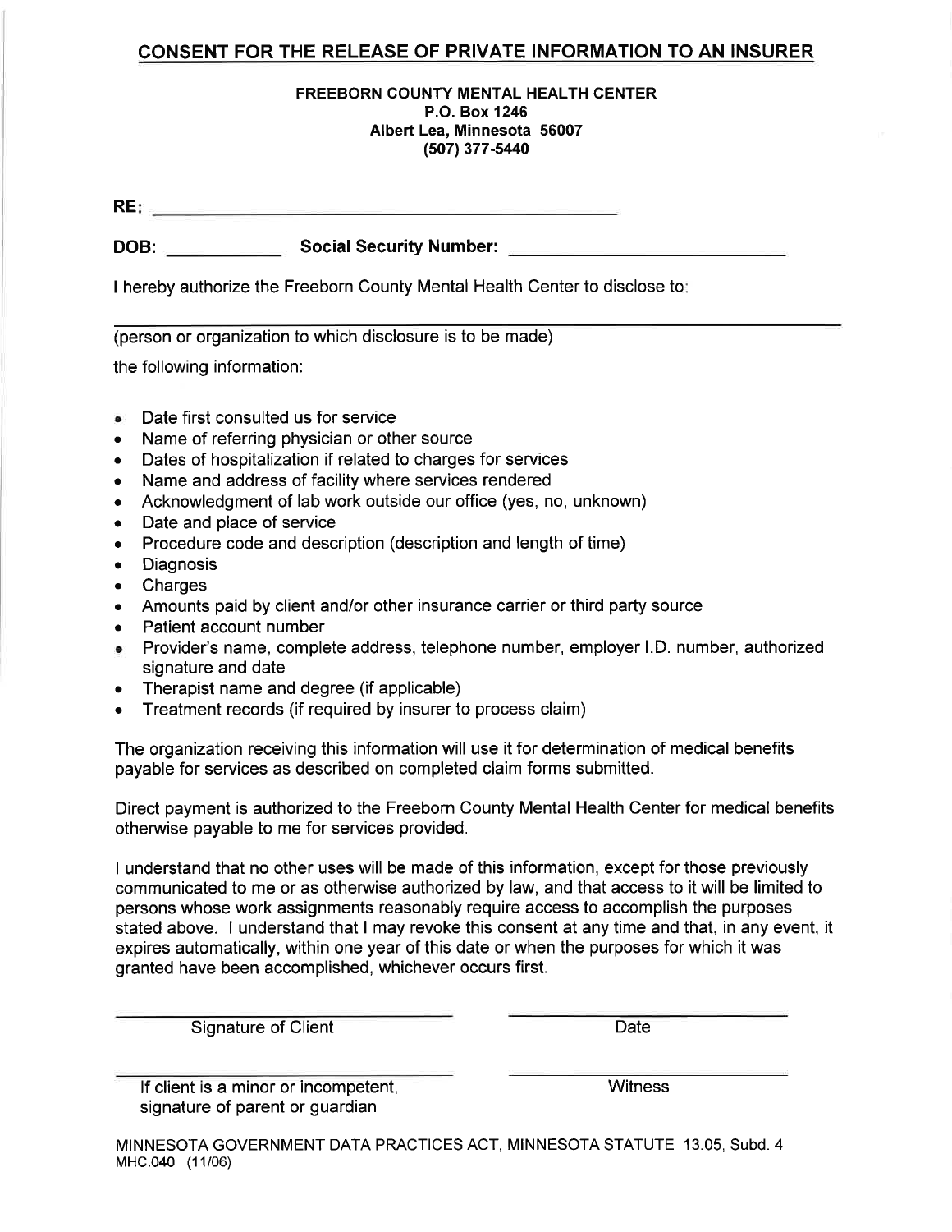## CONSENT FOR THE RELEASE OF PRIVATE INFORMATION TO AN INSURER

**FREEBORN COUNTY MENTAL HEALTH CENTER**
**P.O. Box 1246**
**Albert Lea, Minnesota 56007**
**(507) 377-5440**

**RE:** ______________________________________________

**DOB:** ___________ **Social Security Number:** ___________________________

I hereby authorize the Freeborn County Mental Health Center to disclose to:

_______________________________________________________________

(person or organization to which disclosure is to be made)

the following information:

- Date first consulted us for service
- Name of referring physician or other source
- Dates of hospitalization if related to charges for services
- Name and address of facility where services rendered
- Acknowledgment of lab work outside our office (yes, no, unknown)
- Date and place of service
- Procedure code and description (description and length of time)
- Diagnosis
- Charges
- Amounts paid by client and/or other insurance carrier or third party source
- Patient account number
- Provider's name, complete address, telephone number, employer I.D. number, authorized signature and date
- Therapist name and degree (if applicable)
- Treatment records (if required by insurer to process claim)

The organization receiving this information will use it for determination of medical benefits payable for services as described on completed claim forms submitted.

Direct payment is authorized to the Freeborn County Mental Health Center for medical benefits otherwise payable to me for services provided.

I understand that no other uses will be made of this information, except for those previously communicated to me or as otherwise authorized by law, and that access to it will be limited to persons whose work assignments reasonably require access to accomplish the purposes stated above. I understand that I may revoke this consent at any time and that, in any event, it expires automatically, within one year of this date or when the purposes for which it was granted have been accomplished, whichever occurs first.

______________________________ ______________________________
Signature of Client Date

______________________________ ______________________________
If client is a minor or incompetent, signature of parent or guardian Witness

MINNESOTA GOVERNMENT DATA PRACTICES ACT, MINNESOTA STATUTE 13.05, Subd. 4
MHC.040 (11/06)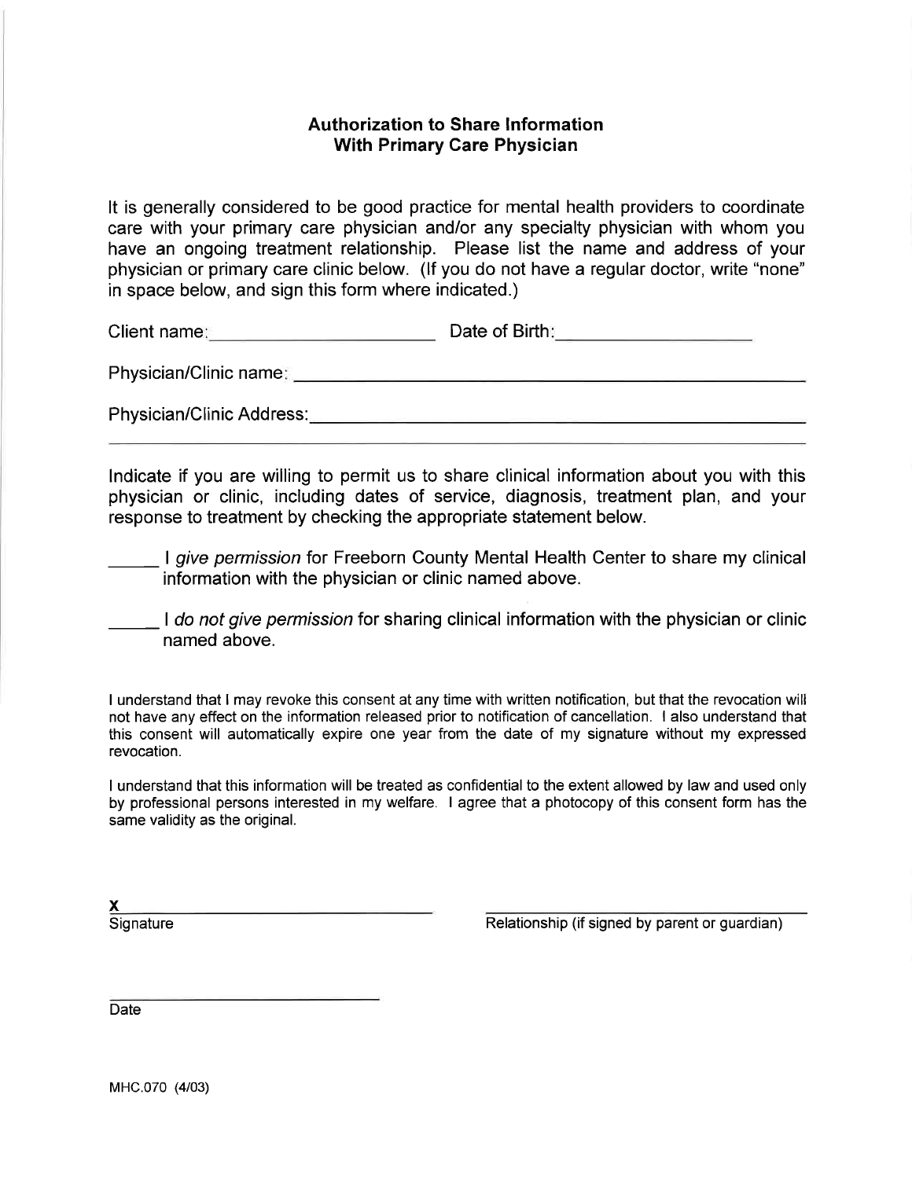## Authorization to Share Information With Primary Care Physician

It is generally considered to be good practice for mental health providers to coordinate care with your primary care physician and/or any specialty physician with whom you have an ongoing treatment relationship. Please list the name and address of your physician or primary care clinic below. (If you do not have a regular doctor, write "none" in space below, and sign this form where indicated.)

Client name: ______________________ Date of Birth: ____________________

Physician/Clinic name: ______________________________________________

Physician/Clinic Address: ____________________________________________

______________________________________________________________

Indicate if you are willing to permit us to share clinical information about you with this physician or clinic, including dates of service, diagnosis, treatment plan, and your response to treatment by checking the appropriate statement below.

_____ I *give permission* for Freeborn County Mental Health Center to share my clinical information with the physician or clinic named above.

_____ I *do not give permission* for sharing clinical information with the physician or clinic named above.

I understand that I may revoke this consent at any time with written notification, but that the revocation will not have any effect on the information released prior to notification of cancellation. I also understand that this consent will automatically expire one year from the date of my signature without my expressed revocation.

I understand that this information will be treated as confidential to the extent allowed by law and used only by professional persons interested in my welfare. I agree that a photocopy of this consent form has the same validity as the original.

X ______________________________ ______________________________

Signature Relationship (if signed by parent or guardian)

______________________________

Date

MHC.070 (4/03)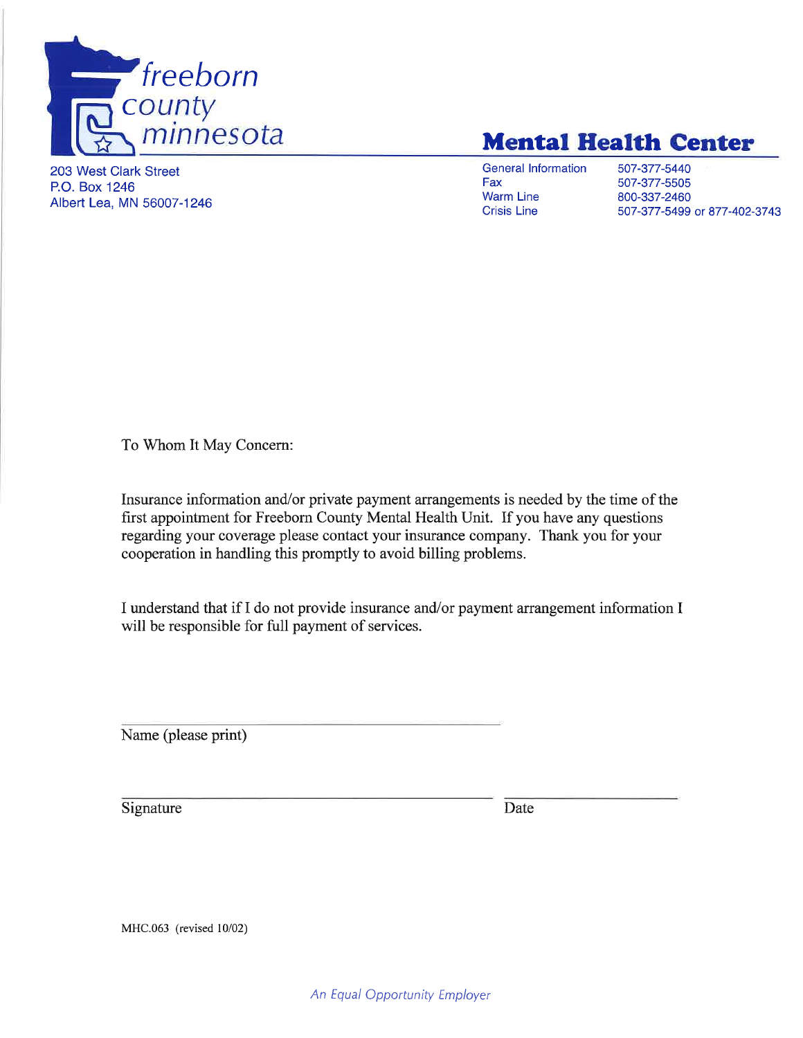freeborn county minnesota

203 West Clark Street
P.O. Box 1246
Albert Lea, MN 56007-1246

# Mental Health Center

| | |
|---|---|
| General Information | 507-377-5440 |
| Fax | 507-377-5505 |
| Warm Line | 800-337-2460 |
| Crisis Line | 507-377-5499 or 877-402-3743 |

To Whom It May Concern:

Insurance information and/or private payment arrangements is needed by the time of the first appointment for Freeborn County Mental Health Unit. If you have any questions regarding your coverage please contact your insurance company. Thank you for your cooperation in handling this promptly to avoid billing problems.

I understand that if I do not provide insurance and/or payment arrangement information I will be responsible for full payment of services.

\_\_\_\_\_\_\_\_\_\_\_\_\_\_\_\_\_\_\_\_\_\_\_\_\_\_\_\_\_\_\_\_\_\_\_\_\_\_\_\_
Name (please print)

\_\_\_\_\_\_\_\_\_\_\_\_\_\_\_\_\_\_\_\_\_\_\_\_\_\_\_\_\_\_\_\_\_\_\_\_\_\_\_\_ \_\_\_\_\_\_\_\_\_\_\_\_\_\_\_\_\_\_\_\_
Signature Date

MHC.063 (revised 10/02)

*An Equal Opportunity Employer*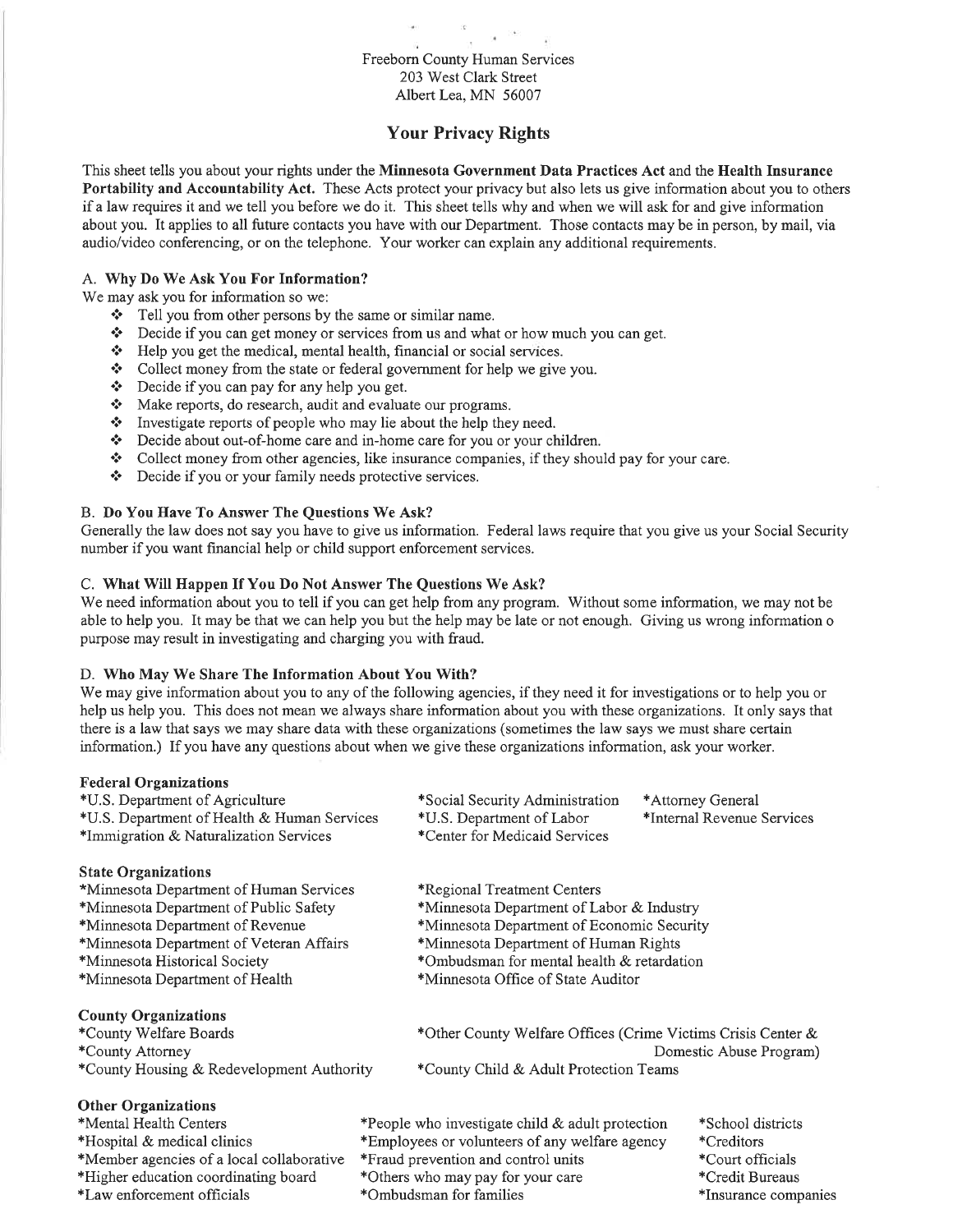Freeborn County Human Services
203 West Clark Street
Albert Lea, MN 56007

## Your Privacy Rights

This sheet tells you about your rights under the **Minnesota Government Data Practices Act** and the **Health Insurance Portability and Accountability Act.** These Acts protect your privacy but also lets us give information about you to others if a law requires it and we tell you before we do it. This sheet tells why and when we will ask for and give information about you. It applies to all future contacts you have with our Department. Those contacts may be in person, by mail, via audio/video conferencing, or on the telephone. Your worker can explain any additional requirements.

### A. Why Do We Ask You For Information?

We may ask you for information so we:

- Tell you from other persons by the same or similar name.
- Decide if you can get money or services from us and what or how much you can get.
- Help you get the medical, mental health, financial or social services.
- Collect money from the state or federal government for help we give you.
- Decide if you can pay for any help you get.
- Make reports, do research, audit and evaluate our programs.
- Investigate reports of people who may lie about the help they need.
- Decide about out-of-home care and in-home care for you or your children.
- Collect money from other agencies, like insurance companies, if they should pay for your care.
- Decide if you or your family needs protective services.

### B. Do You Have To Answer The Questions We Ask?

Generally the law does not say you have to give us information. Federal laws require that you give us your Social Security number if you want financial help or child support enforcement services.

### C. What Will Happen If You Do Not Answer The Questions We Ask?

We need information about you to tell if you can get help from any program. Without some information, we may not be able to help you. It may be that we can help you but the help may be late or not enough. Giving us wrong information o purpose may result in investigating and charging you with fraud.

### D. Who May We Share The Information About You With?

We may give information about you to any of the following agencies, if they need it for investigations or to help you or help us help you. This does not mean we always share information about you with these organizations. It only says that there is a law that says we may share data with these organizations (sometimes the law says we must share certain information.) If you have any questions about when we give these organizations information, ask your worker.

**Federal Organizations**

*U.S. Department of Agriculture
*U.S. Department of Health & Human Services
*Immigration & Naturalization Services
*Social Security Administration
*U.S. Department of Labor
*Center for Medicaid Services
*Attorney General
*Internal Revenue Services

**State Organizations**

*Minnesota Department of Human Services
*Minnesota Department of Public Safety
*Minnesota Department of Revenue
*Minnesota Department of Veteran Affairs
*Minnesota Historical Society
*Minnesota Department of Health
*Regional Treatment Centers
*Minnesota Department of Labor & Industry
*Minnesota Department of Economic Security
*Minnesota Department of Human Rights
*Ombudsman for mental health & retardation
*Minnesota Office of State Auditor

**County Organizations**

*County Welfare Boards
*County Attorney
*County Housing & Redevelopment Authority
*Other County Welfare Offices (Crime Victims Crisis Center & Domestic Abuse Program)
*County Child & Adult Protection Teams

**Other Organizations**

*Mental Health Centers
*Hospital & medical clinics
*Member agencies of a local collaborative
*Higher education coordinating board
*Law enforcement officials
*People who investigate child & adult protection
*Employees or volunteers of any welfare agency
*Fraud prevention and control units
*Others who may pay for your care
*Ombudsman for families
*School districts
*Creditors
*Court officials
*Credit Bureaus
*Insurance companies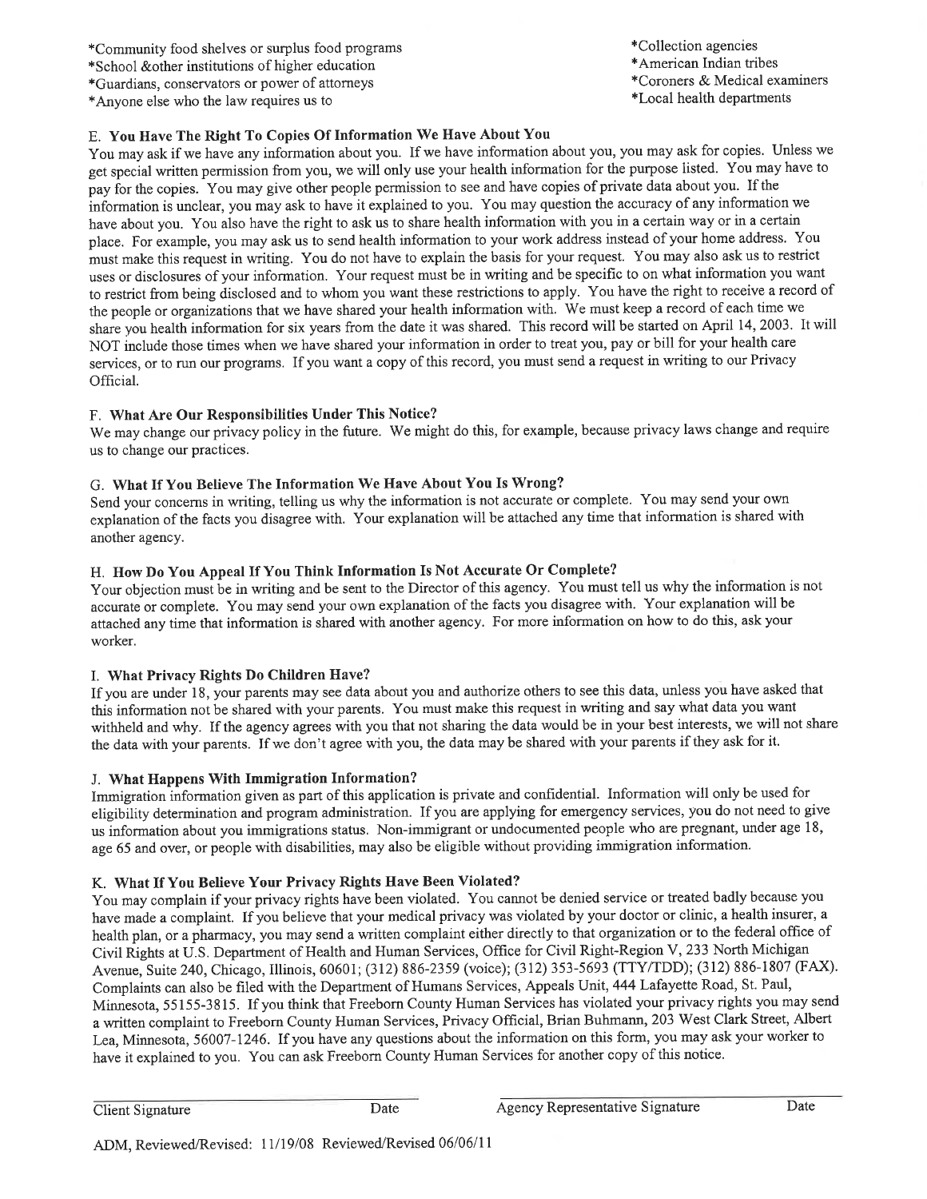*Community food shelves or surplus food programs
*School &other institutions of higher education
*Guardians, conservators or power of attorneys
*Anyone else who the law requires us to

*Collection agencies
*American Indian tribes
*Coroners & Medical examiners
*Local health departments

E. **You Have The Right To Copies Of Information We Have About You**

You may ask if we have any information about you. If we have information about you, you may ask for copies. Unless we get special written permission from you, we will only use your health information for the purpose listed. You may have to pay for the copies. You may give other people permission to see and have copies of private data about you. If the information is unclear, you may ask to have it explained to you. You may question the accuracy of any information we have about you. You also have the right to ask us to share health information with you in a certain way or in a certain place. For example, you may ask us to send health information to your work address instead of your home address. You must make this request in writing. You do not have to explain the basis for your request. You may also ask us to restrict uses or disclosures of your information. Your request must be in writing and be specific to on what information you want to restrict from being disclosed and to whom you want these restrictions to apply. You have the right to receive a record of the people or organizations that we have shared your health information with. We must keep a record of each time we share you health information for six years from the date it was shared. This record will be started on April 14, 2003. It will NOT include those times when we have shared your information in order to treat you, pay or bill for your health care services, or to run our programs. If you want a copy of this record, you must send a request in writing to our Privacy Official.

F. **What Are Our Responsibilities Under This Notice?**

We may change our privacy policy in the future. We might do this, for example, because privacy laws change and require us to change our practices.

G. **What If You Believe The Information We Have About You Is Wrong?**

Send your concerns in writing, telling us why the information is not accurate or complete. You may send your own explanation of the facts you disagree with. Your explanation will be attached any time that information is shared with another agency.

H. **How Do You Appeal If You Think Information Is Not Accurate Or Complete?**

Your objection must be in writing and be sent to the Director of this agency. You must tell us why the information is not accurate or complete. You may send your own explanation of the facts you disagree with. Your explanation will be attached any time that information is shared with another agency. For more information on how to do this, ask your worker.

I. **What Privacy Rights Do Children Have?**

If you are under 18, your parents may see data about you and authorize others to see this data, unless you have asked that this information not be shared with your parents. You must make this request in writing and say what data you want withheld and why. If the agency agrees with you that not sharing the data would be in your best interests, we will not share the data with your parents. If we don't agree with you, the data may be shared with your parents if they ask for it.

J. **What Happens With Immigration Information?**

Immigration information given as part of this application is private and confidential. Information will only be used for eligibility determination and program administration. If you are applying for emergency services, you do not need to give us information about you immigrations status. Non-immigrant or undocumented people who are pregnant, under age 18, age 65 and over, or people with disabilities, may also be eligible without providing immigration information.

K. **What If You Believe Your Privacy Rights Have Been Violated?**

You may complain if your privacy rights have been violated. You cannot be denied service or treated badly because you have made a complaint. If you believe that your medical privacy was violated by your doctor or clinic, a health insurer, a health plan, or a pharmacy, you may send a written complaint either directly to that organization or to the federal office of Civil Rights at U.S. Department of Health and Human Services, Office for Civil Right-Region V, 233 North Michigan Avenue, Suite 240, Chicago, Illinois, 60601; (312) 886-2359 (voice); (312) 353-5693 (TTY/TDD); (312) 886-1807 (FAX). Complaints can also be filed with the Department of Humans Services, Appeals Unit, 444 Lafayette Road, St. Paul, Minnesota, 55155-3815. If you think that Freeborn County Human Services has violated your privacy rights you may send a written complaint to Freeborn County Human Services, Privacy Official, Brian Buhmann, 203 West Clark Street, Albert Lea, Minnesota, 56007-1246. If you have any questions about the information on this form, you may ask your worker to have it explained to you. You can ask Freeborn County Human Services for another copy of this notice.

Client Signature ____________ Date ____________ Agency Representative Signature ____________ Date ____________

ADM, Reviewed/Revised: 11/19/08 Reviewed/Revised 06/06/11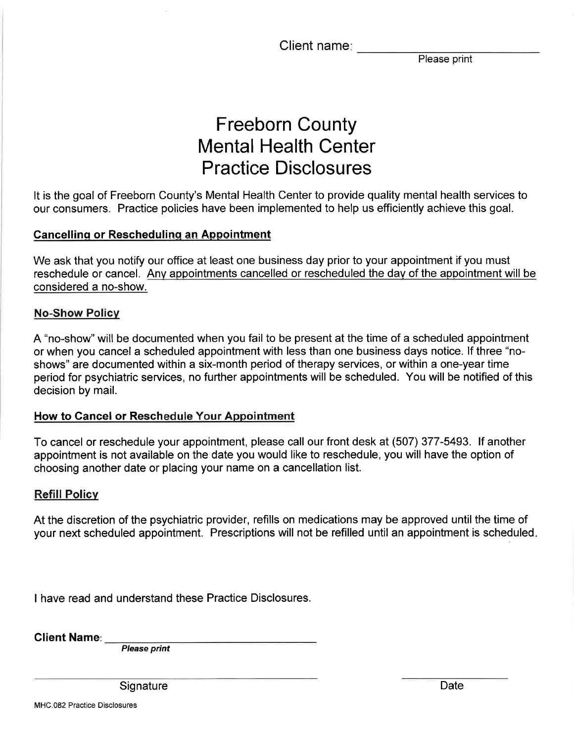Client name: ______________________
Please print

# Freeborn County
# Mental Health Center
# Practice Disclosures

It is the goal of Freeborn County's Mental Health Center to provide quality mental health services to our consumers. Practice policies have been implemented to help us efficiently achieve this goal.

**Cancelling or Rescheduling an Appointment**

We ask that you notify our office at least one business day prior to your appointment if you must reschedule or cancel. Any appointments cancelled or rescheduled the day of the appointment will be considered a no-show.

**No-Show Policy**

A "no-show" will be documented when you fail to be present at the time of a scheduled appointment or when you cancel a scheduled appointment with less than one business days notice. If three "no-shows" are documented within a six-month period of therapy services, or within a one-year time period for psychiatric services, no further appointments will be scheduled. You will be notified of this decision by mail.

**How to Cancel or Reschedule Your Appointment**

To cancel or reschedule your appointment, please call our front desk at (507) 377-5493. If another appointment is not available on the date you would like to reschedule, you will have the option of choosing another date or placing your name on a cancellation list.

**Refill Policy**

At the discretion of the psychiatric provider, refills on medications may be approved until the time of your next scheduled appointment. Prescriptions will not be refilled until an appointment is scheduled.

I have read and understand these Practice Disclosures.

**Client Name**: ______________________
*Please print*

______________________ Signature ______________________ Date

MHC.082 Practice Disclosures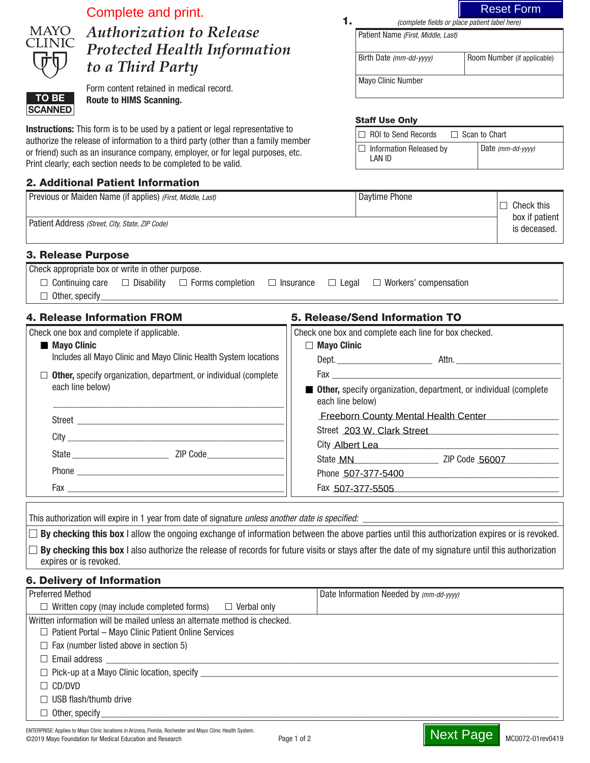Complete and print.

# Authorization to Release Protected Health Information to a Third Party

MAYO CLINIC

TO BE SCANNED

Form content retained in medical record.
**Route to HIMS Scanning.**

Reset Form

**1.** *(complete fields or place patient label here)*

| Patient Name *(First, Middle, Last)* | |
|---|---|
| Birth Date *(mm-dd-yyyy)* | Room Number (if applicable) |
| Mayo Clinic Number | |

**Staff Use Only**

| ☐ ROI to Send Records ☐ Scan to Chart | |
|---|---|
| ☐ Information Released by LAN ID | Date *(mm-dd-yyyy)* |

**Instructions:** This form is to be used by a patient or legal representative to authorize the release of information to a third party (other than a family member or friend) such as an insurance company, employer, or for legal purposes, etc. Print clearly; each section needs to be completed to be valid.

## 2. Additional Patient Information

| Previous or Maiden Name (if applies) *(First, Middle, Last)* | Daytime Phone | ☐ Check this box if patient is deceased. |
|---|---|---|
| Patient Address *(Street, City, State, ZIP Code)* | | |

## 3. Release Purpose

Check appropriate box or write in other purpose.

☐ Continuing care ☐ Disability ☐ Forms completion ☐ Insurance ☐ Legal ☐ Workers' compensation

☐ Other, specify ______________________

## 4. Release Information FROM

Check one box and complete if applicable.

■ **Mayo Clinic**
Includes all Mayo Clinic and Mayo Clinic Health System locations

☐ **Other,** specify organization, department, or individual (complete each line below)

______________________

Street ______________________

City ______________________

State ______________ ZIP Code ______________

Phone ______________________

Fax ______________________

## 5. Release/Send Information TO

Check one box and complete each line for box checked.

☐ **Mayo Clinic**

Dept. ______________ Attn. ______________

Fax ______________________

■ **Other,** specify organization, department, or individual (complete each line below)

Freeborn County Mental Health Center

Street 203 W. Clark Street

City Albert Lea

State MN ZIP Code 56007

Phone 507-377-5400

Fax 507-377-5505

This authorization will expire in 1 year from date of signature *unless another date is specified:* ______________________

☐ **By checking this box** I allow the ongoing exchange of information between the above parties until this authorization expires or is revoked.

☐ **By checking this box** I also authorize the release of records for future visits or stays after the date of my signature until this authorization expires or is revoked.

## 6. Delivery of Information

| Preferred Method | Date Information Needed by *(mm-dd-yyyy)* |
|---|---|
| ☐ Written copy (may include completed forms) ☐ Verbal only | |

Written information will be mailed unless an alternate method is checked.

☐ Patient Portal – Mayo Clinic Patient Online Services

☐ Fax (number listed above in section 5)

☐ Email address ______________________

☐ Pick-up at a Mayo Clinic location, specify ______________________

☐ CD/DVD

☐ USB flash/thumb drive

☐ Other, specify ______________________

ENTERPRISE: Applies to Mayo Clinic locations in Arizona, Florida, Rochester and Mayo Clinic Health System.
©2019 Mayo Foundation for Medical Education and Research

Next Page

MC0072-01rev0419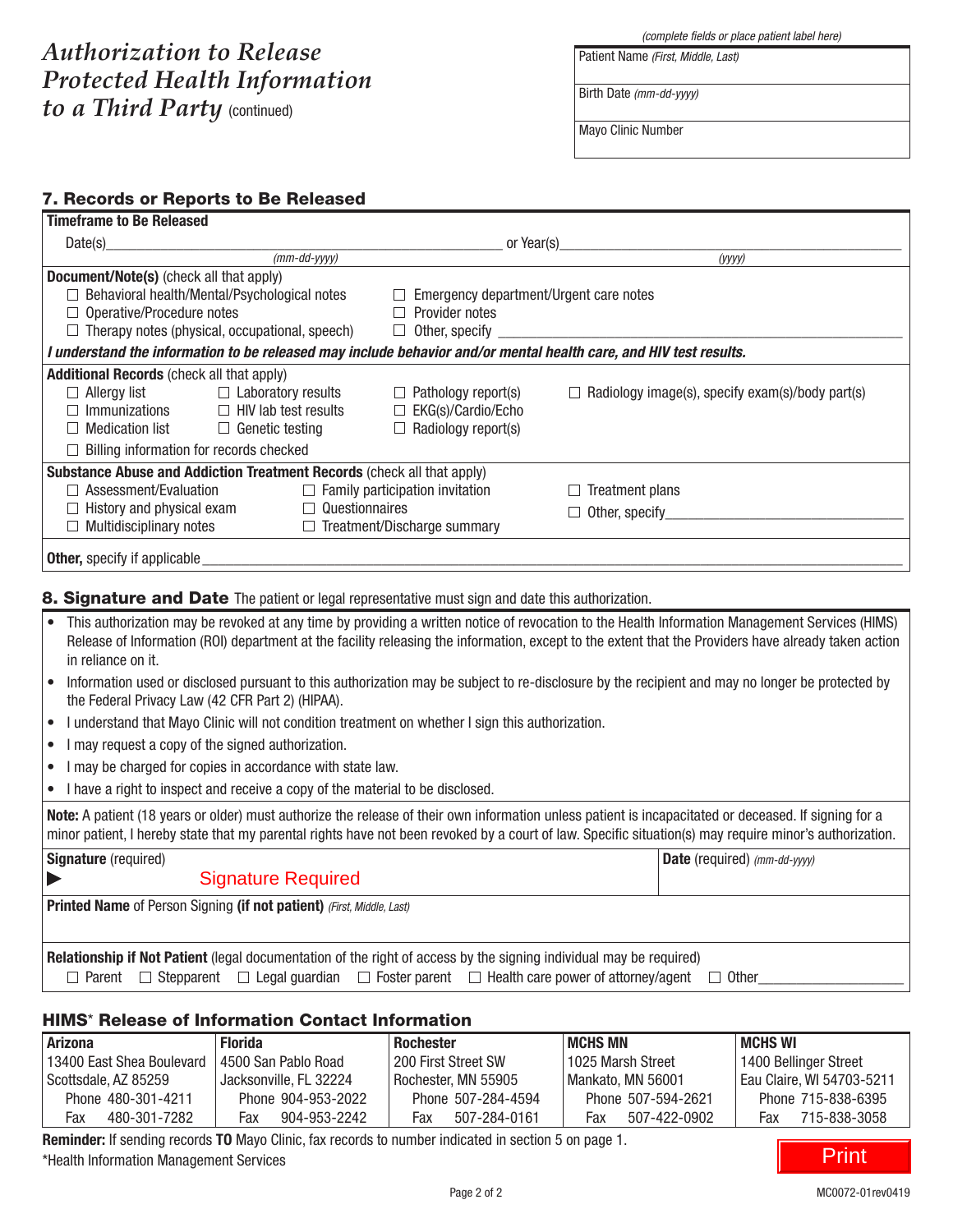# *Authorization to Release Protected Health Information to a Third Party* (continued)

*(complete fields or place patient label here)*

| Patient Name *(First, Middle, Last)* |
|---|
| Birth Date *(mm-dd-yyyy)* |
| Mayo Clinic Number |

## 7. Records or Reports to Be Released

**Timeframe to Be Released**

Date(s)\_\_\_\_\_\_\_\_\_\_\_\_\_\_\_\_\_\_\_\_ *(mm-dd-yyyy)* or Year(s)\_\_\_\_\_\_\_\_\_\_\_\_\_\_\_\_\_\_\_\_ *(yyyy)*

**Document/Note(s)** (check all that apply)

- ☐ Behavioral health/Mental/Psychological notes
- ☐ Operative/Procedure notes
- ☐ Therapy notes (physical, occupational, speech)
- ☐ Emergency department/Urgent care notes
- ☐ Provider notes
- ☐ Other, specify \_\_\_\_\_\_\_\_\_\_\_\_\_\_\_\_\_\_\_\_

***I understand the information to be released may include behavior and/or mental health care, and HIV test results.***

**Additional Records** (check all that apply)

- ☐ Allergy list
- ☐ Immunizations
- ☐ Medication list
- ☐ Laboratory results
- ☐ HIV lab test results
- ☐ Genetic testing
- ☐ Pathology report(s)
- ☐ EKG(s)/Cardio/Echo
- ☐ Radiology report(s)
- ☐ Radiology image(s), specify exam(s)/body part(s)
- ☐ Billing information for records checked

**Substance Abuse and Addiction Treatment Records** (check all that apply)

- ☐ Assessment/Evaluation
- ☐ History and physical exam
- ☐ Multidisciplinary notes
- ☐ Family participation invitation
- ☐ Questionnaires
- ☐ Treatment/Discharge summary
- ☐ Treatment plans
- ☐ Other, specify\_\_\_\_\_\_\_\_\_\_\_\_\_\_\_\_\_\_\_\_

**Other,** specify if applicable \_\_\_\_\_\_\_\_\_\_\_\_\_\_\_\_\_\_\_\_

## 8. Signature and Date

The patient or legal representative must sign and date this authorization.

- This authorization may be revoked at any time by providing a written notice of revocation to the Health Information Management Services (HIMS) Release of Information (ROI) department at the facility releasing the information, except to the extent that the Providers have already taken action in reliance on it.
- Information used or disclosed pursuant to this authorization may be subject to re-disclosure by the recipient and may no longer be protected by the Federal Privacy Law (42 CFR Part 2) (HIPAA).
- I understand that Mayo Clinic will not condition treatment on whether I sign this authorization.
- I may request a copy of the signed authorization.
- I may be charged for copies in accordance with state law.
- I have a right to inspect and receive a copy of the material to be disclosed.

**Note:** A patient (18 years or older) must authorize the release of their own information unless patient is incapacitated or deceased. If signing for a minor patient, I hereby state that my parental rights have not been revoked by a court of law. Specific situation(s) may require minor's authorization.

| **Signature** (required) | **Date** (required) *(mm-dd-yyyy)* |
|---|---|
| ▶ Signature Required | |

**Printed Name** of Person Signing **(if not patient)** *(First, Middle, Last)*

**Relationship if Not Patient** (legal documentation of the right of access by the signing individual may be required)

☐ Parent ☐ Stepparent ☐ Legal guardian ☐ Foster parent ☐ Health care power of attorney/agent ☐ Other\_\_\_\_\_\_\_\_\_\_

## HIMS* Release of Information Contact Information

| Arizona | Florida | Rochester | MCHS MN | MCHS WI |
|---|---|---|---|---|
| 13400 East Shea Boulevard | 4500 San Pablo Road | 200 First Street SW | 1025 Marsh Street | 1400 Bellinger Street |
| Scottsdale, AZ 85259 | Jacksonville, FL 32224 | Rochester, MN 55905 | Mankato, MN 56001 | Eau Claire, WI 54703-5211 |
| Phone 480-301-4211 | Phone 904-953-2022 | Phone 507-284-4594 | Phone 507-594-2621 | Phone 715-838-6395 |
| Fax 480-301-7282 | Fax 904-953-2242 | Fax 507-284-0161 | Fax 507-422-0902 | Fax 715-838-3058 |

**Reminder:** If sending records **TO** Mayo Clinic, fax records to number indicated in section 5 on page 1.

*Health Information Management Services

Print

MC0072-01rev0419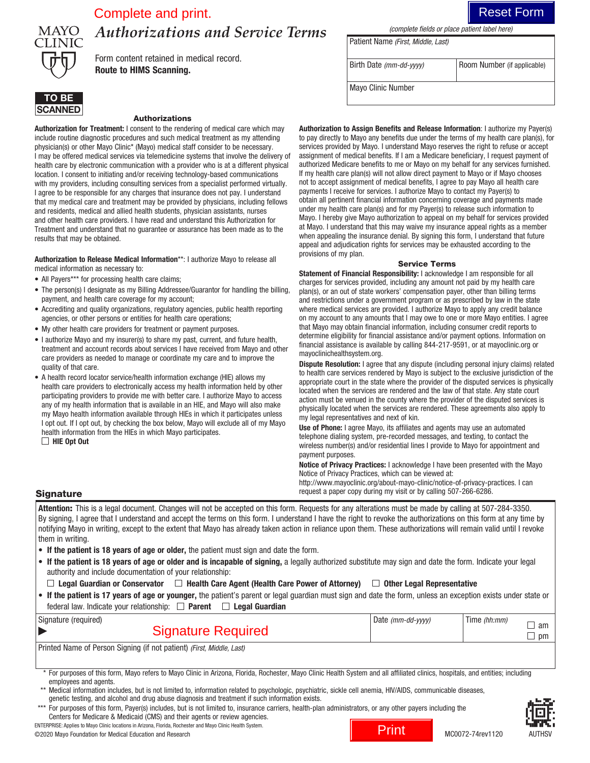Complete and print.

Reset Form

MAYO CLINIC

# *Authorizations and Service Terms*

Form content retained in medical record.
**Route to HIMS Scanning.**

*(complete fields or place patient label here)*

| Patient Name *(First, Middle, Last)* | |
|---|---|
| Birth Date *(mm-dd-yyyy)* | Room Number (if applicable) |
| Mayo Clinic Number | |

**TO BE SCANNED**

## Authorizations

**Authorization for Treatment:** I consent to the rendering of medical care which may include routine diagnostic procedures and such medical treatment as my attending physician(s) or other Mayo Clinic* (Mayo) medical staff consider to be necessary. I may be offered medical services via telemedicine systems that involve the delivery of health care by electronic communication with a provider who is at a different physical location. I consent to initiating and/or receiving technology-based communications with my providers, including consulting services from a specialist performed virtually. I agree to be responsible for any charges that insurance does not pay. I understand that my medical care and treatment may be provided by physicians, including fellows and residents, medical and allied health students, physician assistants, nurses and other health care providers. I have read and understand this Authorization for Treatment and understand that no guarantee or assurance has been made as to the results that may be obtained.

**Authorization to Release Medical Information**\*\*: I authorize Mayo to release all medical information as necessary to:

- All Payers\*\*\* for processing health care claims;
- The person(s) I designate as my Billing Addressee/Guarantor for handling the billing, payment, and health care coverage for my account;
- Accrediting and quality organizations, regulatory agencies, public health reporting agencies, or other persons or entities for health care operations;
- My other health care providers for treatment or payment purposes.
- I authorize Mayo and my insurer(s) to share my past, current, and future health, treatment and account records about services I have received from Mayo and other care providers as needed to manage or coordinate my care and to improve the quality of that care.
- A health record locator service/health information exchange (HIE) allows my health care providers to electronically access my health information held by other participating providers to provide me with better care. I authorize Mayo to access any of my health information that is available in an HIE, and Mayo will also make my Mayo health information available through HIEs in which it participates unless I opt out. If I opt out, by checking the box below, Mayo will exclude all of my Mayo health information from the HIEs in which Mayo participates.

☐ **HIE Opt Out**

**Authorization to Assign Benefits and Release Information**: I authorize my Payer(s) to pay directly to Mayo any benefits due under the terms of my health care plan(s), for services provided by Mayo. I understand Mayo reserves the right to refuse or accept assignment of medical benefits. If I am a Medicare beneficiary, I request payment of authorized Medicare benefits to me or Mayo on my behalf for any services furnished. If my health care plan(s) will not allow direct payment to Mayo or if Mayo chooses not to accept assignment of medical benefits, I agree to pay Mayo all health care payments I receive for services. I authorize Mayo to contact my Payer(s) to obtain all pertinent financial information concerning coverage and payments made under my health care plan(s) and for my Payer(s) to release such information to Mayo. I hereby give Mayo authorization to appeal on my behalf for services provided at Mayo. I understand that this may waive my insurance appeal rights as a member when appealing the insurance denial. By signing this form, I understand that future appeal and adjudication rights for services may be exhausted according to the provisions of my plan.

## Service Terms

**Statement of Financial Responsibility:** I acknowledge I am responsible for all charges for services provided, including any amount not paid by my health care plan(s), or an out of state workers' compensation payer, other than billing terms and restrictions under a government program or as prescribed by law in the state where medical services are provided. I authorize Mayo to apply any credit balance on my account to any amounts that I may owe to one or more Mayo entities. I agree that Mayo may obtain financial information, including consumer credit reports to determine eligibility for financial assistance and/or payment options. Information on financial assistance is available by calling 844-217-9591, or at mayoclinic.org or mayoclinichealthsystem.org.

**Dispute Resolution:** I agree that any dispute (including personal injury claims) related to health care services rendered by Mayo is subject to the exclusive jurisdiction of the appropriate court in the state where the provider of the disputed services is physically located when the services are rendered and the law of that state. Any state court action must be venued in the county where the provider of the disputed services is physically located when the services are rendered. These agreements also apply to my legal representatives and next of kin.

**Use of Phone:** I agree Mayo, its affiliates and agents may use an automated telephone dialing system, pre-recorded messages, and texting, to contact the wireless number(s) and/or residential lines I provide to Mayo for appointment and payment purposes.

**Notice of Privacy Practices:** I acknowledge I have been presented with the Mayo Notice of Privacy Practices, which can be viewed at: http://www.mayoclinic.org/about-mayo-clinic/notice-of-privacy-practices. I can request a paper copy during my visit or by calling 507-266-6286.

## Signature

**Attention:** This is a legal document. Changes will not be accepted on this form. Requests for any alterations must be made by calling at 507-284-3350. By signing, I agree that I understand and accept the terms on this form. I understand I have the right to revoke the authorizations on this form at any time by notifying Mayo in writing, except to the extent that Mayo has already taken action in reliance upon them. These authorizations will remain valid until I revoke them in writing.

- **If the patient is 18 years of age or older,** the patient must sign and date the form.
- **If the patient is 18 years of age or older and is incapable of signing,** a legally authorized substitute may sign and date the form. Indicate your legal authority and include documentation of your relationship:

  ☐ **Legal Guardian or Conservator** ☐ **Health Care Agent (Health Care Power of Attorney)** ☐ **Other Legal Representative**
- **If the patient is 17 years of age or younger,** the patient's parent or legal guardian must sign and date the form, unless an exception exists under state or federal law. Indicate your relationship: ☐ **Parent** ☐ **Legal Guardian**

| Signature (required) ▶ Signature Required | Date *(mm-dd-yyyy)* | Time *(hh:mm)* ☐ am ☐ pm |
|---|---|---|
| Printed Name of Person Signing (if not patient) *(First, Middle, Last)* | | |

\* For purposes of this form, Mayo refers to Mayo Clinic in Arizona, Florida, Rochester, Mayo Clinic Health System and all affiliated clinics, hospitals, and entities; including employees and agents.

\*\* Medical information includes, but is not limited to, information related to psychologic, psychiatric, sickle cell anemia, HIV/AIDS, communicable diseases, genetic testing, and alcohol and drug abuse diagnosis and treatment if such information exists.

\*\*\* For purposes of this form, Payer(s) includes, but is not limited to, insurance carriers, health-plan administrators, or any other payers including the Centers for Medicare & Medicaid (CMS) and their agents or review agencies.

ENTERPRISE: Applies to Mayo Clinic locations in Arizona, Florida, Rochester and Mayo Clinic Health System.

©2020 Mayo Foundation for Medical Education and Research

Print

MC0072-74rev1120

AUTHSV